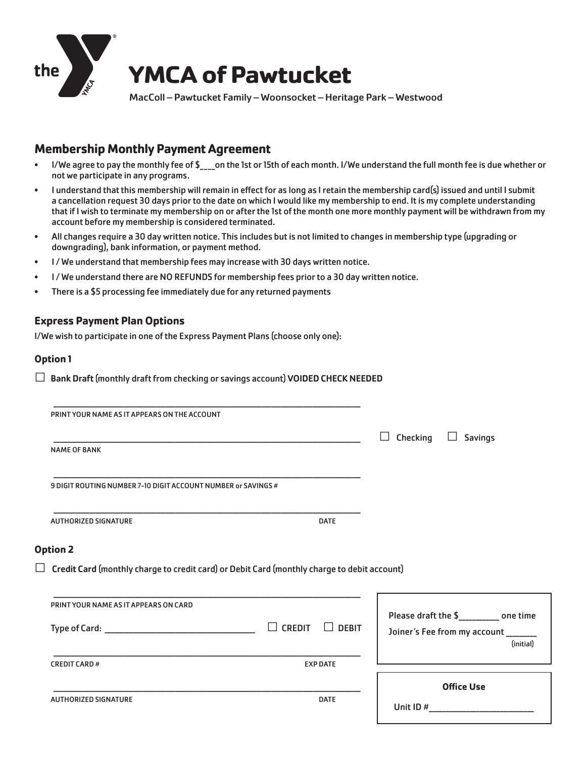# YMCA of Pawtucket

MacColl – Pawtucket Family – Woonsocket – Heritage Park – Westwood

## Membership Monthly Payment Agreement

- I/We agree to pay the monthly fee of $___on the 1st or 15th of each month. I/We understand the full month fee is due whether or not we participate in any programs.
- I understand that this membership will remain in effect for as long as I retain the membership card(s) issued and until I submit a cancellation request 30 days prior to the date on which I would like my membership to end. It is my complete understanding that if I wish to terminate my membership on or after the 1st of the month one more monthly payment will be withdrawn from my account before my membership is considered terminated.
- All changes require a 30 day written notice. This includes but is not limited to changes in membership type (upgrading or downgrading), bank information, or payment method.
- I / We understand that membership fees may increase with 30 days written notice.
- I / We understand there are NO REFUNDS for membership fees prior to a 30 day written notice.
- There is a $5 processing fee immediately due for any returned payments

## Express Payment Plan Options

I/We wish to participate in one of the Express Payment Plans (choose only one):

### Option 1

☐ **Bank Draft** (monthly draft from checking or savings account) **VOIDED CHECK NEEDED**

_______________________________________________
PRINT YOUR NAME AS IT APPEARS ON THE ACCOUNT

_______________________________________________ ☐ Checking ☐ Savings
NAME OF BANK

_______________________________________________
9 DIGIT ROUTING NUMBER 7-10 DIGIT ACCOUNT NUMBER or SAVINGS #

_______________________________________________
AUTHORIZED SIGNATURE DATE

### Option 2

☐ **Credit Card** (monthly charge to credit card) or Debit Card (monthly charge to debit account)

_______________________________________________
PRINT YOUR NAME AS IT APPEARS ON CARD

Type of Card: ______________________ ☐ CREDIT ☐ DEBIT

_______________________________________________
CREDIT CARD # EXP DATE

_______________________________________________
AUTHORIZED SIGNATURE DATE

Please draft the $________ one time Joiner's Fee from my account _______ (initial)

**Office Use**

Unit ID #____________________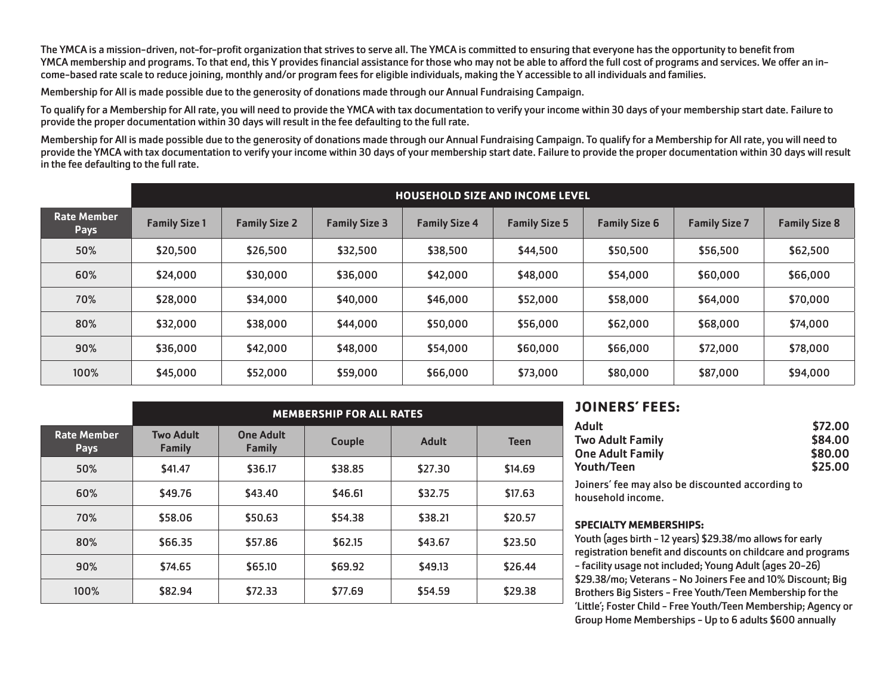The YMCA is a mission-driven, not-for-profit organization that strives to serve all. The YMCA is committed to ensuring that everyone has the opportunity to benefit from YMCA membership and programs. To that end, this Y provides financial assistance for those who may not be able to afford the full cost of programs and services. We offer an income-based rate scale to reduce joining, monthly and/or program fees for eligible individuals, making the Y accessible to all individuals and families.

Membership for All is made possible due to the generosity of donations made through our Annual Fundraising Campaign.

To qualify for a Membership for All rate, you will need to provide the YMCA with tax documentation to verify your income within 30 days of your membership start date. Failure to provide the proper documentation within 30 days will result in the fee defaulting to the full rate.

Membership for All is made possible due to the generosity of donations made through our Annual Fundraising Campaign. To qualify for a Membership for All rate, you will need to provide the YMCA with tax documentation to verify your income within 30 days of your membership start date. Failure to provide the proper documentation within 30 days will result in the fee defaulting to the full rate.

| | HOUSEHOLD SIZE AND INCOME LEVEL | | | | | | | |
|---|---|---|---|---|---|---|---|---|
| **Rate Member Pays** | **Family Size 1** | **Family Size 2** | **Family Size 3** | **Family Size 4** | **Family Size 5** | **Family Size 6** | **Family Size 7** | **Family Size 8** |
| 50% | $20,500 | $26,500 | $32,500 | $38,500 | $44,500 | $50,500 | $56,500 | $62,500 |
| 60% | $24,000 | $30,000 | $36,000 | $42,000 | $48,000 | $54,000 | $60,000 | $66,000 |
| 70% | $28,000 | $34,000 | $40,000 | $46,000 | $52,000 | $58,000 | $64,000 | $70,000 |
| 80% | $32,000 | $38,000 | $44,000 | $50,000 | $56,000 | $62,000 | $68,000 | $74,000 |
| 90% | $36,000 | $42,000 | $48,000 | $54,000 | $60,000 | $66,000 | $72,000 | $78,000 |
| 100% | $45,000 | $52,000 | $59,000 | $66,000 | $73,000 | $80,000 | $87,000 | $94,000 |

| | MEMBERSHIP FOR ALL RATES | | | | |
|---|---|---|---|---|---|
| **Rate Member Pays** | **Two Adult Family** | **One Adult Family** | **Couple** | **Adult** | **Teen** |
| 50% | $41.47 | $36.17 | $38.85 | $27.30 | $14.69 |
| 60% | $49.76 | $43.40 | $46.61 | $32.75 | $17.63 |
| 70% | $58.06 | $50.63 | $54.38 | $38.21 | $20.57 |
| 80% | $66.35 | $57.86 | $62.15 | $43.67 | $23.50 |
| 90% | $74.65 | $65.10 | $69.92 | $49.13 | $26.44 |
| 100% | $82.94 | $72.33 | $77.69 | $54.59 | $29.38 |

## JOINERS' FEES:

| | |
|---|---|
| **Adult** | **$72.00** |
| **Two Adult Family** | **$84.00** |
| **One Adult Family** | **$80.00** |
| **Youth/Teen** | **$25.00** |

Joiners' fee may also be discounted according to household income.

### SPECIALTY MEMBERSHIPS:

Youth (ages birth – 12 years) $29.38/mo allows for early registration benefit and discounts on childcare and programs – facility usage not included; Young Adult (ages 20-26) $29.38/mo; Veterans – No Joiners Fee and 10% Discount; Big Brothers Big Sisters – Free Youth/Teen Membership for the 'Little'; Foster Child – Free Youth/Teen Membership; Agency or Group Home Memberships – Up to 6 adults $600 annually